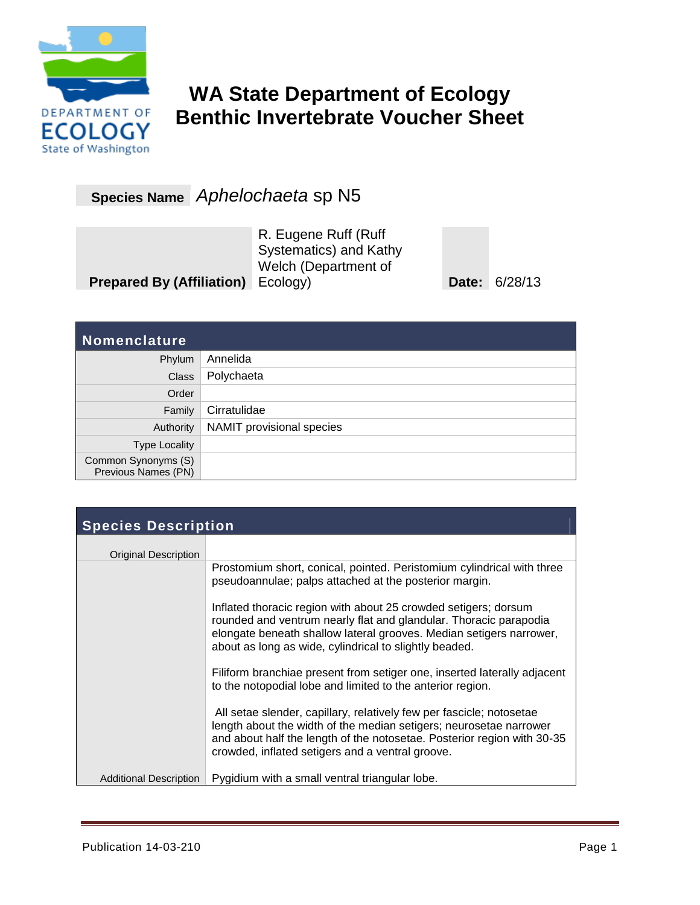# WA State Department of Ecology Benthic Invertebrate Voucher Sheet

**Species Name** *Aphelochaeta* sp N5

**Prepared By (Affiliation)** R. Eugene Ruff (Ruff Systematics) and Kathy Welch (Department of Ecology) **Date:** 6/28/13

## Nomenclature

| | |
|---|---|
| Phylum | Annelida |
| Class | Polychaeta |
| Order | |
| Family | Cirratulidae |
| Authority | NAMIT provisional species |
| Type Locality | |
| Common Synonyms (S) Previous Names (PN) | |

## Species Description

| | |
|---|---|
| Original Description | |
| | Prostomium short, conical, pointed. Peristomium cylindrical with three pseudoannulae; palps attached at the posterior margin.<br><br>Inflated thoracic region with about 25 crowded setigers; dorsum rounded and ventrum nearly flat and glandular. Thoracic parapodia elongate beneath shallow lateral grooves. Median setigers narrower, about as long as wide, cylindrical to slightly beaded.<br><br>Filiform branchiae present from setiger one, inserted laterally adjacent to the notopodial lobe and limited to the anterior region.<br><br>All setae slender, capillary, relatively few per fascicle; notosetae length about the width of the median setigers; neurosetae narrower and about half the length of the notosetae. Posterior region with 30-35 crowded, inflated setigers and a ventral groove. |
| Additional Description | Pygidium with a small ventral triangular lobe. |

Publication 14-03-210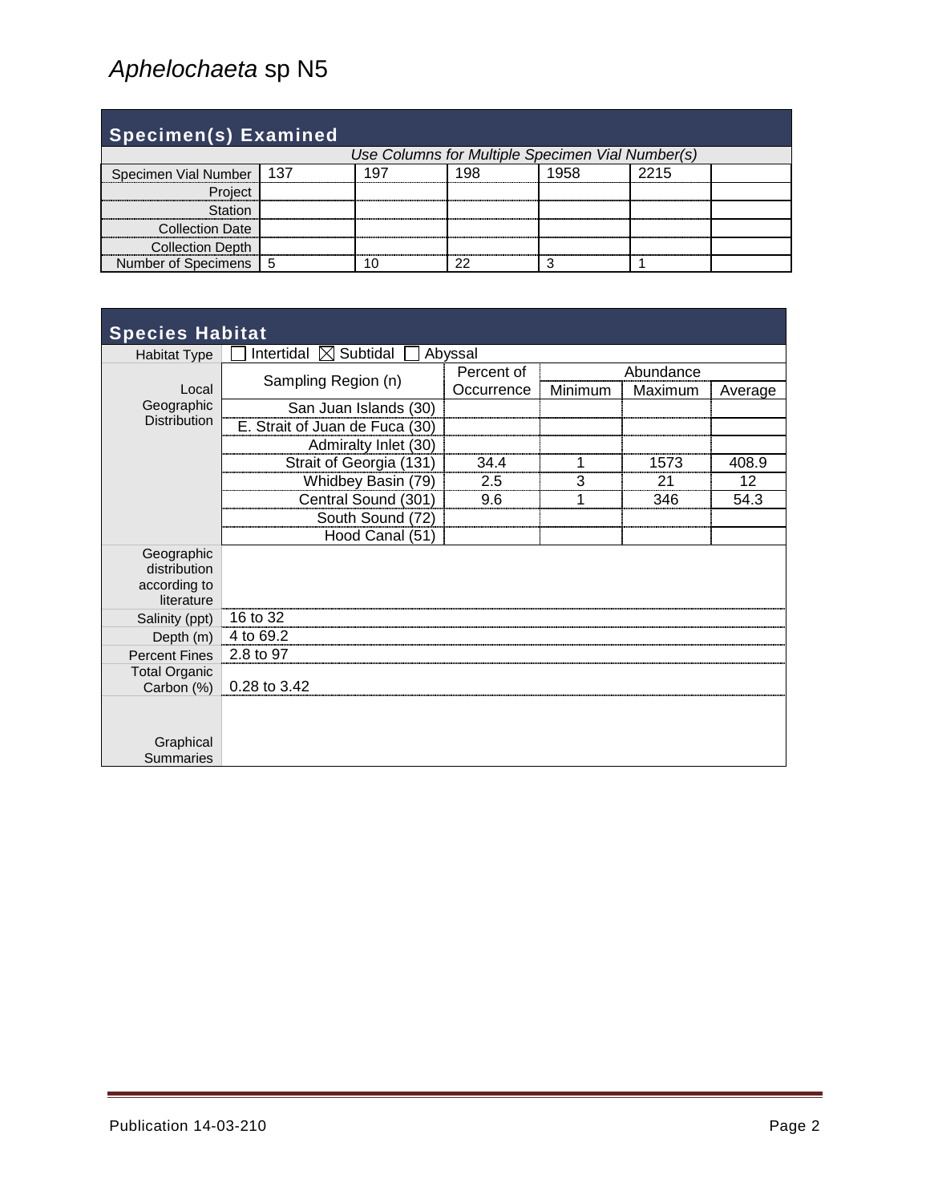# *Aphelochaeta* sp N5

## Specimen(s) Examined

*Use Columns for Multiple Specimen Vial Number(s)*

| Specimen Vial Number | 137 | 197 | 198 | 1958 | 2215 | |
|---|---|---|---|---|---|---|
| Project | | | | | | |
| Station | | | | | | |
| Collection Date | | | | | | |
| Collection Depth | | | | | | |
| Number of Specimens | 5 | 10 | 22 | 3 | 1 | |

## Species Habitat

| Habitat Type | ☐ Intertidal ☒ Subtidal ☐ Abyssal | | | | |
|---|---|---|---|---|---|
| Local Geographic Distribution | Sampling Region (n) | Percent of Occurrence | Abundance | | |
| | | | Minimum | Maximum | Average |
| | San Juan Islands (30) | | | | |
| | E. Strait of Juan de Fuca (30) | | | | |
| | Admiralty Inlet (30) | | | | |
| | Strait of Georgia (131) | 34.4 | 1 | 1573 | 408.9 |
| | Whidbey Basin (79) | 2.5 | 3 | 21 | 12 |
| | Central Sound (301) | 9.6 | 1 | 346 | 54.3 |
| | South Sound (72) | | | | |
| | Hood Canal (51) | | | | |
| Geographic distribution according to literature | | | | | |
| Salinity (ppt) | 16 to 32 | | | | |
| Depth (m) | 4 to 69.2 | | | | |
| Percent Fines | 2.8 to 97 | | | | |
| Total Organic Carbon (%) | 0.28 to 3.42 | | | | |
| Graphical Summaries | | | | | |

Publication 14-03-210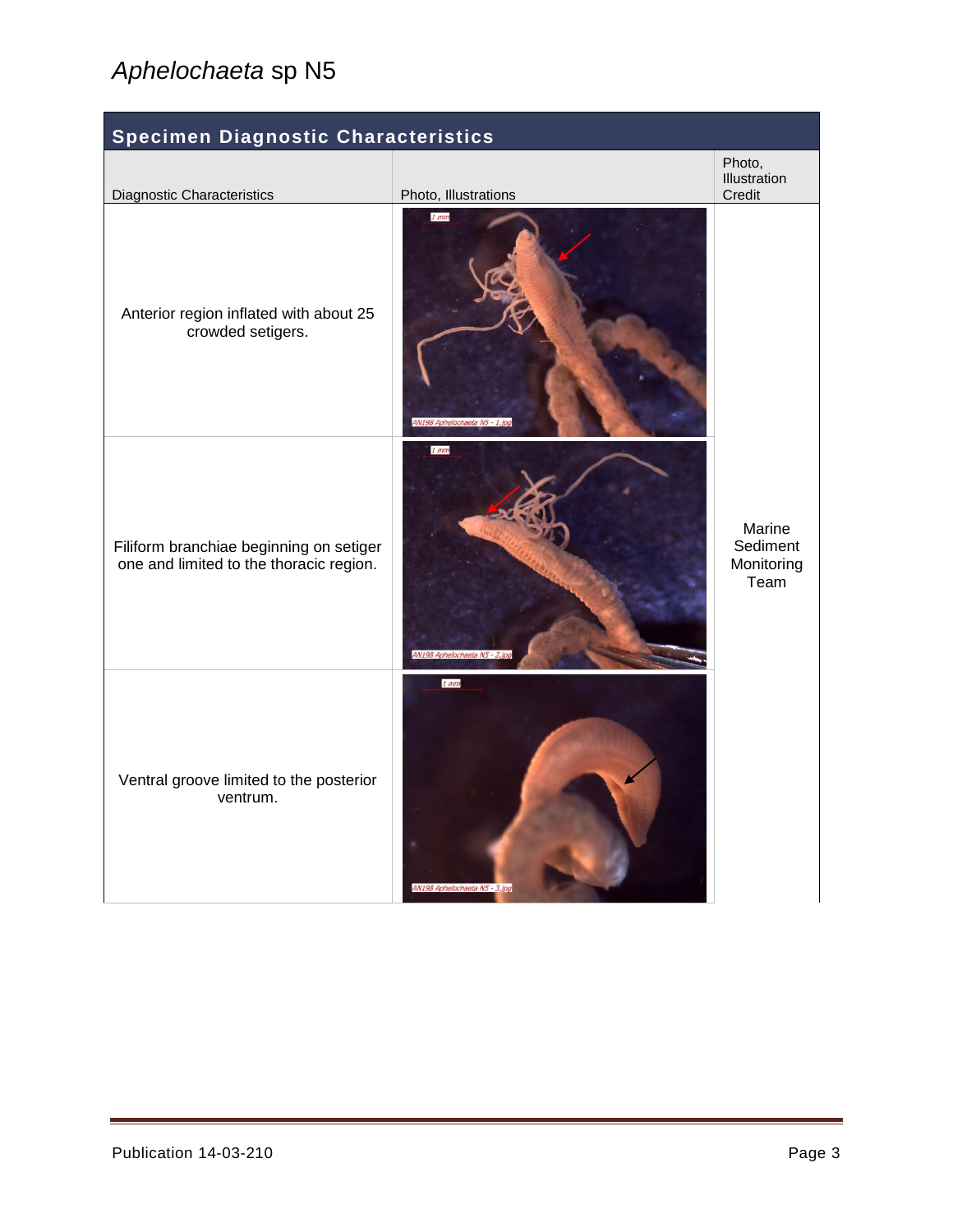# *Aphelochaeta* sp N5

| Specimen Diagnostic Characteristics | | |
|---|---|---|
| Diagnostic Characteristics | Photo, Illustrations | Photo, Illustration Credit |
| Anterior region inflated with about 25 crowded setigers. | | Marine Sediment Monitoring Team |
| Filiform branchiae beginning on setiger one and limited to the thoracic region. | | |
| Ventral groove limited to the posterior ventrum. | | |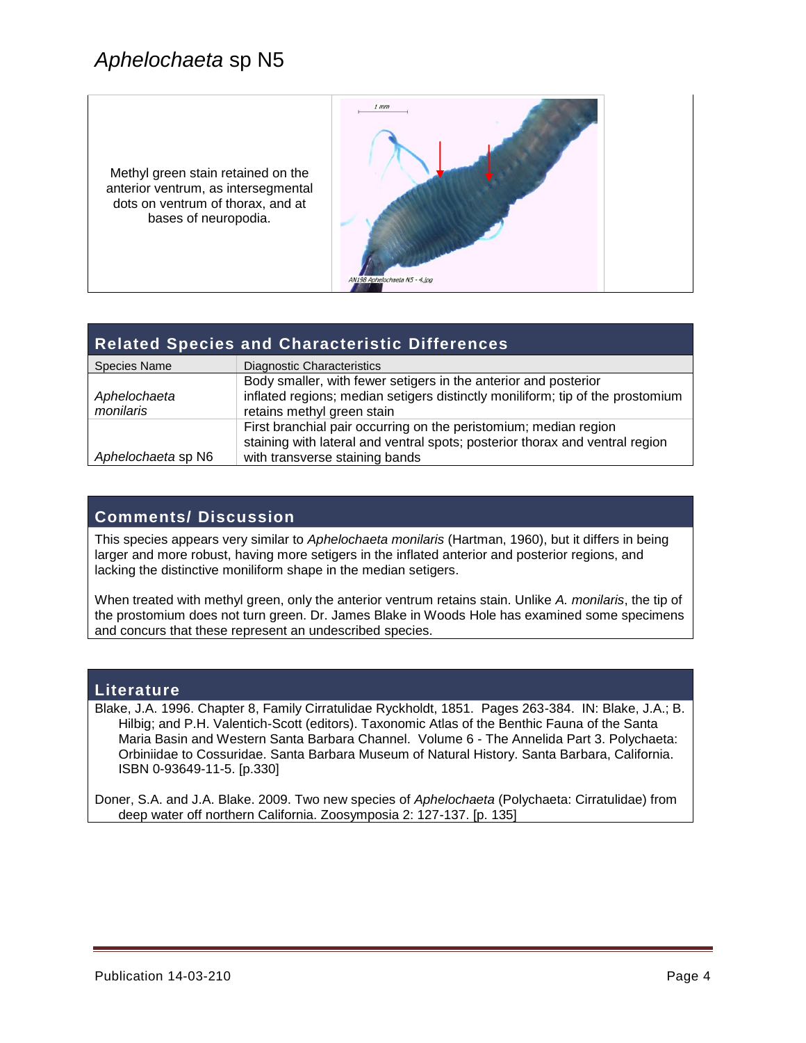# *Aphelochaeta* sp N5

Methyl green stain retained on the anterior ventrum, as intersegmental dots on ventrum of thorax, and at bases of neuropodia.

## Related Species and Characteristic Differences

| Species Name | Diagnostic Characteristics |
|---|---|
| *Aphelochaeta monilaris* | Body smaller, with fewer setigers in the anterior and posterior inflated regions; median setigers distinctly moniliform; tip of the prostomium retains methyl green stain |
| *Aphelochaeta* sp N6 | First branchial pair occurring on the peristomium; median region staining with lateral and ventral spots; posterior thorax and ventral region with transverse staining bands |

## Comments/ Discussion

This species appears very similar to *Aphelochaeta monilaris* (Hartman, 1960), but it differs in being larger and more robust, having more setigers in the inflated anterior and posterior regions, and lacking the distinctive moniliform shape in the median setigers.

When treated with methyl green, only the anterior ventrum retains stain. Unlike *A. monilaris*, the tip of the prostomium does not turn green. Dr. James Blake in Woods Hole has examined some specimens and concurs that these represent an undescribed species.

## Literature

Blake, J.A. 1996. Chapter 8, Family Cirratulidae Ryckholdt, 1851. Pages 263-384. IN: Blake, J.A.; B. Hilbig; and P.H. Valentich-Scott (editors). Taxonomic Atlas of the Benthic Fauna of the Santa Maria Basin and Western Santa Barbara Channel. Volume 6 - The Annelida Part 3. Polychaeta: Orbiniidae to Cossuridae. Santa Barbara Museum of Natural History. Santa Barbara, California. ISBN 0-93649-11-5. [p.330]

Doner, S.A. and J.A. Blake. 2009. Two new species of *Aphelochaeta* (Polychaeta: Cirratulidae) from deep water off northern California. Zoosymposia 2: 127-137. [p. 135]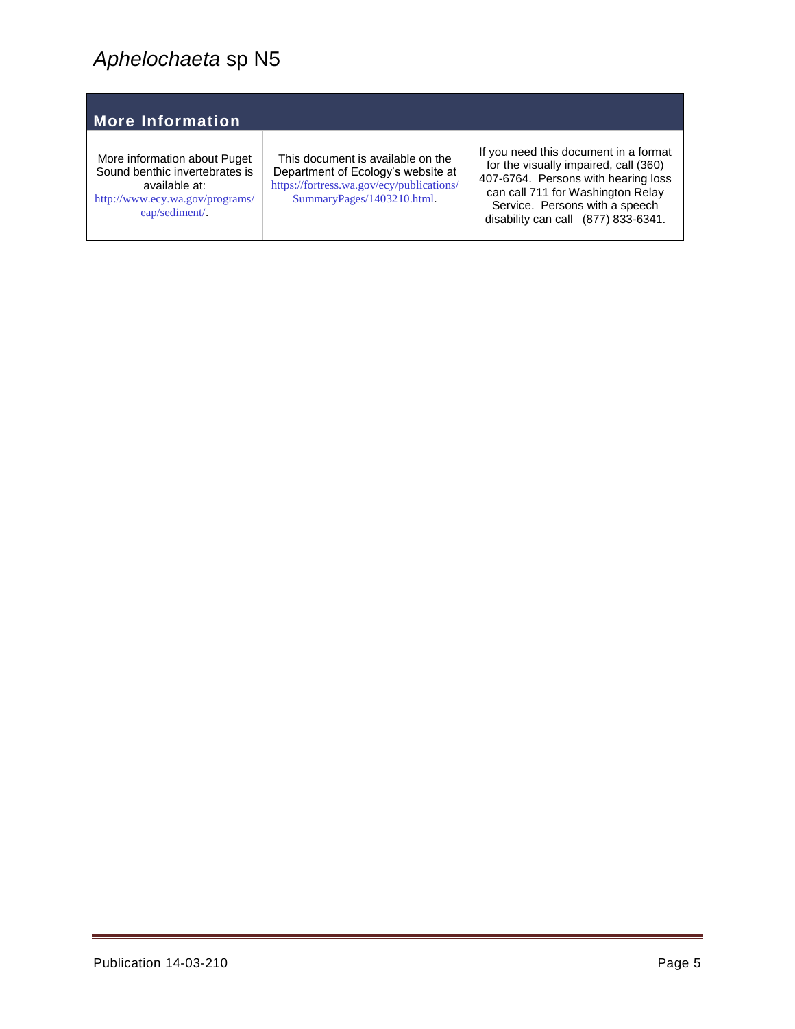# *Aphelochaeta* sp N5

## More Information

| | | |
|---|---|---|
| More information about Puget Sound benthic invertebrates is available at: http://www.ecy.wa.gov/programs/eap/sediment/. | This document is available on the Department of Ecology's website at https://fortress.wa.gov/ecy/publications/SummaryPages/1403210.html. | If you need this document in a format for the visually impaired, call (360) 407-6764. Persons with hearing loss can call 711 for Washington Relay Service. Persons with a speech disability can call (877) 833-6341. |